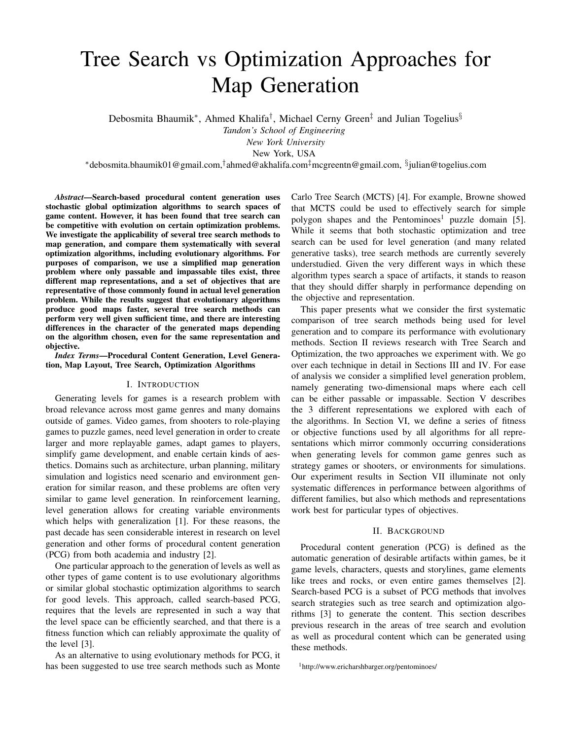# Tree Search vs Optimization Approaches for Map Generation

Debosmita Bhaumik*, Ahmed Khalifa†, Michael Cerny Green‡ and Julian Togelius§

*Tandon's School of Engineering*
*New York University*
New York, USA

*debosmita.bhaumik01@gmail.com, †ahmed@akhalifa.com ‡mcgreentn@gmail.com, §julian@togelius.com

***Abstract*—Search-based procedural content generation uses stochastic global optimization algorithms to search spaces of game content. However, it has been found that tree search can be competitive with evolution on certain optimization problems. We investigate the applicability of several tree search methods to map generation, and compare them systematically with several optimization algorithms, including evolutionary algorithms. For purposes of comparison, we use a simplified map generation problem where only passable and impassable tiles exist, three different map representations, and a set of objectives that are representative of those commonly found in actual level generation problem. While the results suggest that evolutionary algorithms produce good maps faster, several tree search methods can perform very well given sufficient time, and there are interesting differences in the character of the generated maps depending on the algorithm chosen, even for the same representation and objective.**

***Index Terms*—Procedural Content Generation, Level Generation, Map Layout, Tree Search, Optimization Algorithms**

## I. Introduction

Generating levels for games is a research problem with broad relevance across most game genres and many domains outside of games. Video games, from shooters to role-playing games to puzzle games, need level generation in order to create larger and more replayable games, adapt games to players, simplify game development, and enable certain kinds of aesthetics. Domains such as architecture, urban planning, military simulation and logistics need scenario and environment generation for similar reason, and these problems are often very similar to game level generation. In reinforcement learning, level generation allows for creating variable environments which helps with generalization [1]. For these reasons, the past decade has seen considerable interest in research on level generation and other forms of procedural content generation (PCG) from both academia and industry [2].

One particular approach to the generation of levels as well as other types of game content is to use evolutionary algorithms or similar global stochastic optimization algorithms to search for good levels. This approach, called search-based PCG, requires that the levels are represented in such a way that the level space can be efficiently searched, and that there is a fitness function which can reliably approximate the quality of the level [3].

As an alternative to using evolutionary methods for PCG, it has been suggested to use tree search methods such as Monte Carlo Tree Search (MCTS) [4]. For example, Browne showed that MCTS could be used to effectively search for simple polygon shapes and the Pentominoes[1] puzzle domain [5]. While it seems that both stochastic optimization and tree search can be used for level generation (and many related generative tasks), tree search methods are currently severely understudied. Given the very different ways in which these algorithm types search a space of artifacts, it stands to reason that they should differ sharply in performance depending on the objective and representation.

This paper presents what we consider the first systematic comparison of tree search methods being used for level generation and to compare its performance with evolutionary methods. Section II reviews research with Tree Search and Optimization, the two approaches we experiment with. We go over each technique in detail in Sections III and IV. For ease of analysis we consider a simplified level generation problem, namely generating two-dimensional maps where each cell can be either passable or impassable. Section V describes the 3 different representations we explored with each of the algorithms. In Section VI, we define a series of fitness or objective functions used by all algorithms for all representations which mirror commonly occurring considerations when generating levels for common game genres such as strategy games or shooters, or environments for simulations. Our experiment results in Section VII illuminate not only systematic differences in performance between algorithms of different families, but also which methods and representations work best for particular types of objectives.

## II. Background

Procedural content generation (PCG) is defined as the automatic generation of desirable artifacts within games, be it game levels, characters, quests and storylines, game elements like trees and rocks, or even entire games themselves [2]. Search-based PCG is a subset of PCG methods that involves search strategies such as tree search and optimization algorithms [3] to generate the content. This section describes previous research in the areas of tree search and evolution as well as procedural content which can be generated using these methods.

[1] http://www.ericharshbarger.org/pentominoes/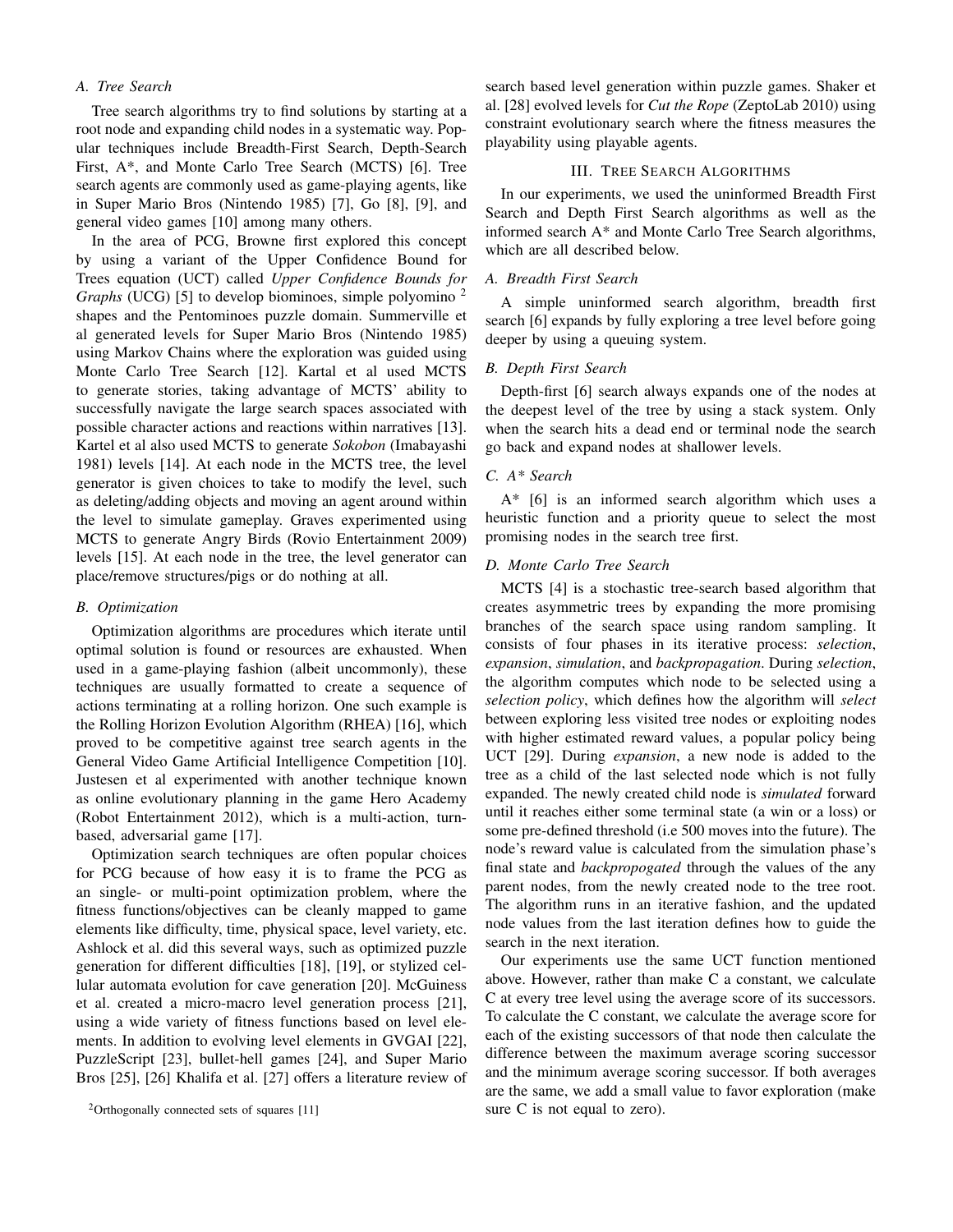### A. Tree Search

Tree search algorithms try to find solutions by starting at a root node and expanding child nodes in a systematic way. Popular techniques include Breadth-First Search, Depth-Search First, A*, and Monte Carlo Tree Search (MCTS) [6]. Tree search agents are commonly used as game-playing agents, like in Super Mario Bros (Nintendo 1985) [7], Go [8], [9], and general video games [10] among many others.

In the area of PCG, Browne first explored this concept by using a variant of the Upper Confidence Bound for Trees equation (UCT) called *Upper Confidence Bounds for Graphs* (UCG) [5] to develop biominoes, simple polyomino [2] shapes and the Pentominoes puzzle domain. Summerville et al generated levels for Super Mario Bros (Nintendo 1985) using Markov Chains where the exploration was guided using Monte Carlo Tree Search [12]. Kartal et al used MCTS to generate stories, taking advantage of MCTS' ability to successfully navigate the large search spaces associated with possible character actions and reactions within narratives [13]. Kartel et al also used MCTS to generate *Sokobon* (Imabayashi 1981) levels [14]. At each node in the MCTS tree, the level generator is given choices to take to modify the level, such as deleting/adding objects and moving an agent around within the level to simulate gameplay. Graves experimented using MCTS to generate Angry Birds (Rovio Entertainment 2009) levels [15]. At each node in the tree, the level generator can place/remove structures/pigs or do nothing at all.

### B. Optimization

Optimization algorithms are procedures which iterate until optimal solution is found or resources are exhausted. When used in a game-playing fashion (albeit uncommonly), these techniques are usually formatted to create a sequence of actions terminating at a rolling horizon. One such example is the Rolling Horizon Evolution Algorithm (RHEA) [16], which proved to be competitive against tree search agents in the General Video Game Artificial Intelligence Competition [10]. Justesen et al experimented with another technique known as online evolutionary planning in the game Hero Academy (Robot Entertainment 2012), which is a multi-action, turn-based, adversarial game [17].

Optimization search techniques are often popular choices for PCG because of how easy it is to frame the PCG as an single- or multi-point optimization problem, where the fitness functions/objectives can be cleanly mapped to game elements like difficulty, time, physical space, level variety, etc. Ashlock et al. did this several ways, such as optimized puzzle generation for different difficulties [18], [19], or stylized cellular automata evolution for cave generation [20]. McGuiness et al. created a micro-macro level generation process [21], using a wide variety of fitness functions based on level elements. In addition to evolving level elements in GVGAI [22], PuzzleScript [23], bullet-hell games [24], and Super Mario Bros [25], [26] Khalifa et al. [27] offers a literature review of search based level generation within puzzle games. Shaker et al. [28] evolved levels for *Cut the Rope* (ZeptoLab 2010) using constraint evolutionary search where the fitness measures the playability using playable agents.

[2] Orthogonally connected sets of squares [11]

## III. Tree Search Algorithms

In our experiments, we used the uninformed Breadth First Search and Depth First Search algorithms as well as the informed search A* and Monte Carlo Tree Search algorithms, which are all described below.

### A. Breadth First Search

A simple uninformed search algorithm, breadth first search [6] expands by fully exploring a tree level before going deeper by using a queuing system.

### B. Depth First Search

Depth-first [6] search always expands one of the nodes at the deepest level of the tree by using a stack system. Only when the search hits a dead end or terminal node the search go back and expand nodes at shallower levels.

### C. A* Search

A* [6] is an informed search algorithm which uses a heuristic function and a priority queue to select the most promising nodes in the search tree first.

### D. Monte Carlo Tree Search

MCTS [4] is a stochastic tree-search based algorithm that creates asymmetric trees by expanding the more promising branches of the search space using random sampling. It consists of four phases in its iterative process: *selection*, *expansion*, *simulation*, and *backpropagation*. During *selection*, the algorithm computes which node to be selected using a *selection policy*, which defines how the algorithm will *select* between exploring less visited tree nodes or exploiting nodes with higher estimated reward values, a popular policy being UCT [29]. During *expansion*, a new node is added to the tree as a child of the last selected node which is not fully expanded. The newly created child node is *simulated* forward until it reaches either some terminal state (a win or a loss) or some pre-defined threshold (i.e 500 moves into the future). The node's reward value is calculated from the simulation phase's final state and *backpropogated* through the values of the any parent nodes, from the newly created node to the tree root. The algorithm runs in an iterative fashion, and the updated node values from the last iteration defines how to guide the search in the next iteration.

Our experiments use the same UCT function mentioned above. However, rather than make C a constant, we calculate C at every tree level using the average score of its successors. To calculate the C constant, we calculate the average score for each of the existing successors of that node then calculate the difference between the maximum average scoring successor and the minimum average scoring successor. If both averages are the same, we add a small value to favor exploration (make sure C is not equal to zero).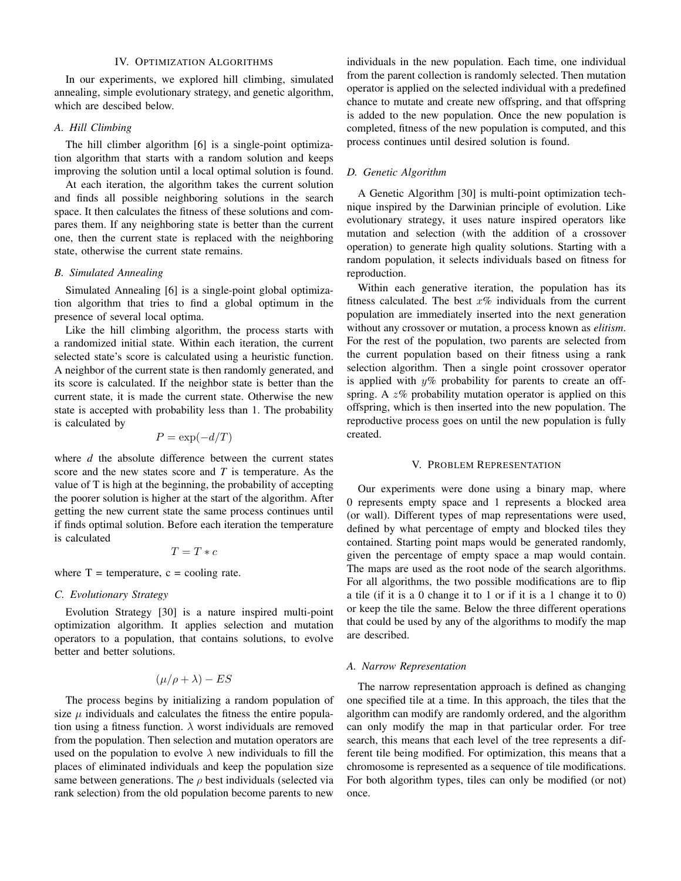## IV. Optimization Algorithms

In our experiments, we explored hill climbing, simulated annealing, simple evolutionary strategy, and genetic algorithm, which are descibed below.

### A. Hill Climbing

The hill climber algorithm [6] is a single-point optimization algorithm that starts with a random solution and keeps improving the solution until a local optimal solution is found.

At each iteration, the algorithm takes the current solution and finds all possible neighboring solutions in the search space. It then calculates the fitness of these solutions and compares them. If any neighboring state is better than the current one, then the current state is replaced with the neighboring state, otherwise the current state remains.

### B. Simulated Annealing

Simulated Annealing [6] is a single-point global optimization algorithm that tries to find a global optimum in the presence of several local optima.

Like the hill climbing algorithm, the process starts with a randomized initial state. Within each iteration, the current selected state's score is calculated using a heuristic function. A neighbor of the current state is then randomly generated, and its score is calculated. If the neighbor state is better than the current state, it is made the current state. Otherwise the new state is accepted with probability less than 1. The probability is calculated by

$$P = \exp(-d/T)$$

where *d* the absolute difference between the current states score and the new states score and *T* is temperature. As the value of T is high at the beginning, the probability of accepting the poorer solution is higher at the start of the algorithm. After getting the new current state the same process continues until if finds optimal solution. Before each iteration the temperature is calculated

$$T = T * c$$

where T = temperature, c = cooling rate.

### C. Evolutionary Strategy

Evolution Strategy [30] is a nature inspired multi-point optimization algorithm. It applies selection and mutation operators to a population, that contains solutions, to evolve better and better solutions.

$$(\mu/\rho + \lambda) - ES$$

The process begins by initializing a random population of size $\mu$ individuals and calculates the fitness the entire population using a fitness function. $\lambda$ worst individuals are removed from the population. Then selection and mutation operators are used on the population to evolve $\lambda$ new individuals to fill the places of eliminated individuals and keep the population size same between generations. The $\rho$ best individuals (selected via rank selection) from the old population become parents to new individuals in the new population. Each time, one individual from the parent collection is randomly selected. Then mutation operator is applied on the selected individual with a predefined chance to mutate and create new offspring, and that offspring is added to the new population. Once the new population is completed, fitness of the new population is computed, and this process continues until desired solution is found.

### D. Genetic Algorithm

A Genetic Algorithm [30] is multi-point optimization technique inspired by the Darwinian principle of evolution. Like evolutionary strategy, it uses nature inspired operators like mutation and selection (with the addition of a crossover operation) to generate high quality solutions. Starting with a random population, it selects individuals based on fitness for reproduction.

Within each generative iteration, the population has its fitness calculated. The best $x\%$ individuals from the current population are immediately inserted into the next generation without any crossover or mutation, a process known as *elitism*. For the rest of the population, two parents are selected from the current population based on their fitness using a rank selection algorithm. Then a single point crossover operator is applied with $y\%$ probability for parents to create an offspring. A $z\%$ probability mutation operator is applied on this offspring, which is then inserted into the new population. The reproductive process goes on until the new population is fully created.

## V. Problem Representation

Our experiments were done using a binary map, where 0 represents empty space and 1 represents a blocked area (or wall). Different types of map representations were used, defined by what percentage of empty and blocked tiles they contained. Starting point maps would be generated randomly, given the percentage of empty space a map would contain. The maps are used as the root node of the search algorithms. For all algorithms, the two possible modifications are to flip a tile (if it is a 0 change it to 1 or if it is a 1 change it to 0) or keep the tile the same. Below the three different operations that could be used by any of the algorithms to modify the map are described.

### A. Narrow Representation

The narrow representation approach is defined as changing one specified tile at a time. In this approach, the tiles that the algorithm can modify are randomly ordered, and the algorithm can only modify the map in that particular order. For tree search, this means that each level of the tree represents a different tile being modified. For optimization, this means that a chromosome is represented as a sequence of tile modifications. For both algorithm types, tiles can only be modified (or not) once.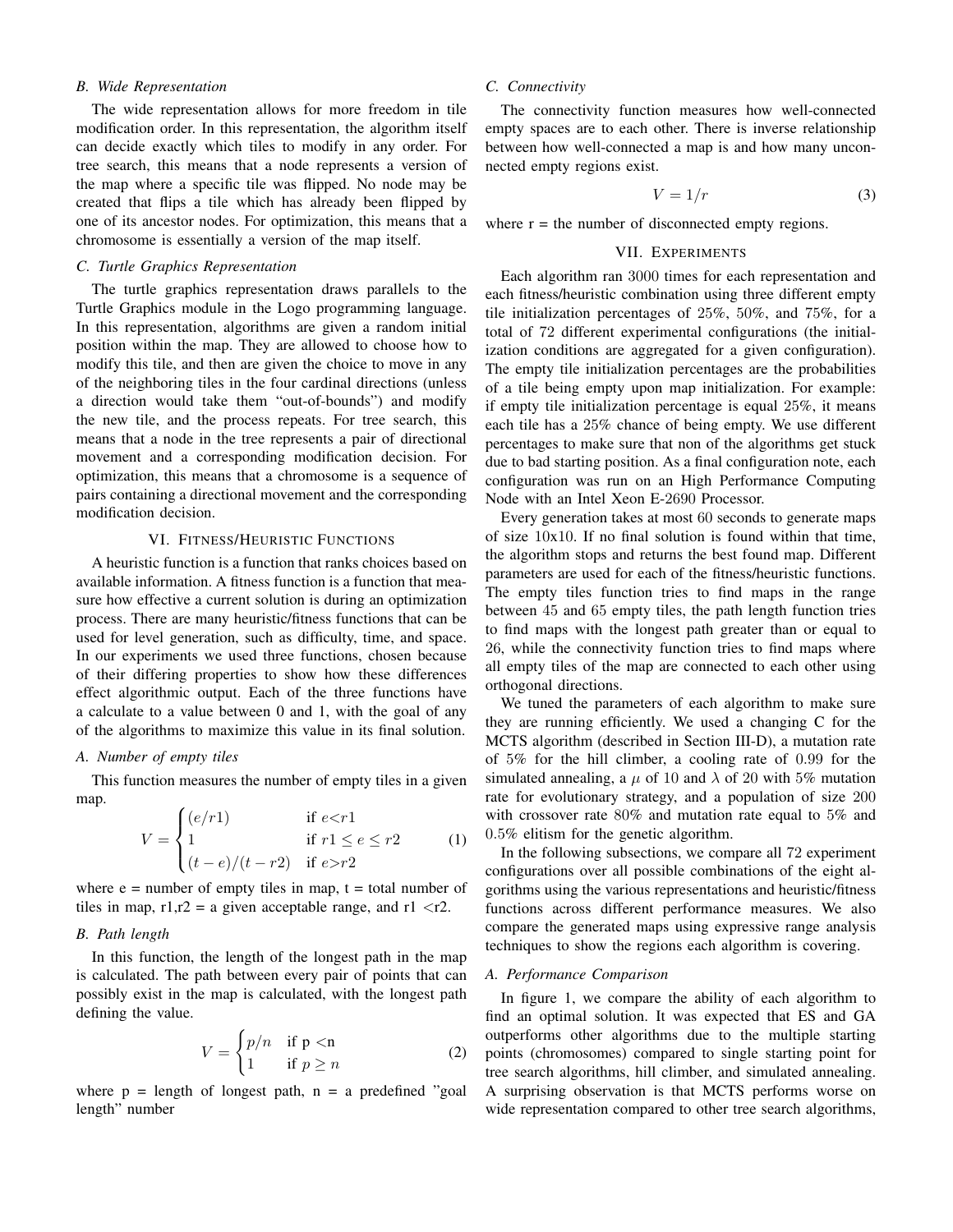### B. Wide Representation

The wide representation allows for more freedom in tile modification order. In this representation, the algorithm itself can decide exactly which tiles to modify in any order. For tree search, this means that a node represents a version of the map where a specific tile was flipped. No node may be created that flips a tile which has already been flipped by one of its ancestor nodes. For optimization, this means that a chromosome is essentially a version of the map itself.

### C. Turtle Graphics Representation

The turtle graphics representation draws parallels to the Turtle Graphics module in the Logo programming language. In this representation, algorithms are given a random initial position within the map. They are allowed to choose how to modify this tile, and then are given the choice to move in any of the neighboring tiles in the four cardinal directions (unless a direction would take them "out-of-bounds") and modify the new tile, and the process repeats. For tree search, this means that a node in the tree represents a pair of directional movement and a corresponding modification decision. For optimization, this means that a chromosome is a sequence of pairs containing a directional movement and the corresponding modification decision.

## VI. Fitness/Heuristic Functions

A heuristic function is a function that ranks choices based on available information. A fitness function is a function that measure how effective a current solution is during an optimization process. There are many heuristic/fitness functions that can be used for level generation, such as difficulty, time, and space. In our experiments we used three functions, chosen because of their differing properties to show how these differences effect algorithmic output. Each of the three functions have a calculate to a value between 0 and 1, with the goal of any of the algorithms to maximize this value in its final solution.

### A. Number of empty tiles

This function measures the number of empty tiles in a given map.

$$V = \begin{cases} (e/r1) & \text{if } e<r1 \\ 1 & \text{if } r1 \leq e \leq r2 \\ (t-e)/(t-r2) & \text{if } e>r2 \end{cases} \tag{1}$$

where e = number of empty tiles in map, t = total number of tiles in map, r1,r2 = a given acceptable range, and r1 <r2.

### B. Path length

In this function, the length of the longest path in the map is calculated. The path between every pair of points that can possibly exist in the map is calculated, with the longest path defining the value.

$$V = \begin{cases} p/n & \text{if p <n} \\ 1 & \text{if } p \geq n \end{cases} \tag{2}$$

where p = length of longest path, n = a predefined "goal length" number

### C. Connectivity

The connectivity function measures how well-connected empty spaces are to each other. There is inverse relationship between how well-connected a map is and how many unconnected empty regions exist.

$$V = 1/r \tag{3}$$

where r = the number of disconnected empty regions.

## VII. Experiments

Each algorithm ran 3000 times for each representation and each fitness/heuristic combination using three different empty tile initialization percentages of 25%, 50%, and 75%, for a total of 72 different experimental configurations (the initialization conditions are aggregated for a given configuration). The empty tile initialization percentages are the probabilities of a tile being empty upon map initialization. For example: if empty tile initialization percentage is equal 25%, it means each tile has a 25% chance of being empty. We use different percentages to make sure that non of the algorithms get stuck due to bad starting position. As a final configuration note, each configuration was run on an High Performance Computing Node with an Intel Xeon E-2690 Processor.

Every generation takes at most 60 seconds to generate maps of size 10x10. If no final solution is found within that time, the algorithm stops and returns the best found map. Different parameters are used for each of the fitness/heuristic functions. The empty tiles function tries to find maps in the range between 45 and 65 empty tiles, the path length function tries to find maps with the longest path greater than or equal to 26, while the connectivity function tries to find maps where all empty tiles of the map are connected to each other using orthogonal directions.

We tuned the parameters of each algorithm to make sure they are running efficiently. We used a changing C for the MCTS algorithm (described in Section III-D), a mutation rate of 5% for the hill climber, a cooling rate of 0.99 for the simulated annealing, a $\mu$ of 10 and $\lambda$ of 20 with 5% mutation rate for evolutionary strategy, and a population of size 200 with crossover rate 80% and mutation rate equal to 5% and 0.5% elitism for the genetic algorithm.

In the following subsections, we compare all 72 experiment configurations over all possible combinations of the eight algorithms using the various representations and heuristic/fitness functions across different performance measures. We also compare the generated maps using expressive range analysis techniques to show the regions each algorithm is covering.

### A. Performance Comparison

In figure 1, we compare the ability of each algorithm to find an optimal solution. It was expected that ES and GA outperforms other algorithms due to the multiple starting points (chromosomes) compared to single starting point for tree search algorithms, hill climber, and simulated annealing. A surprising observation is that MCTS performs worse on wide representation compared to other tree search algorithms,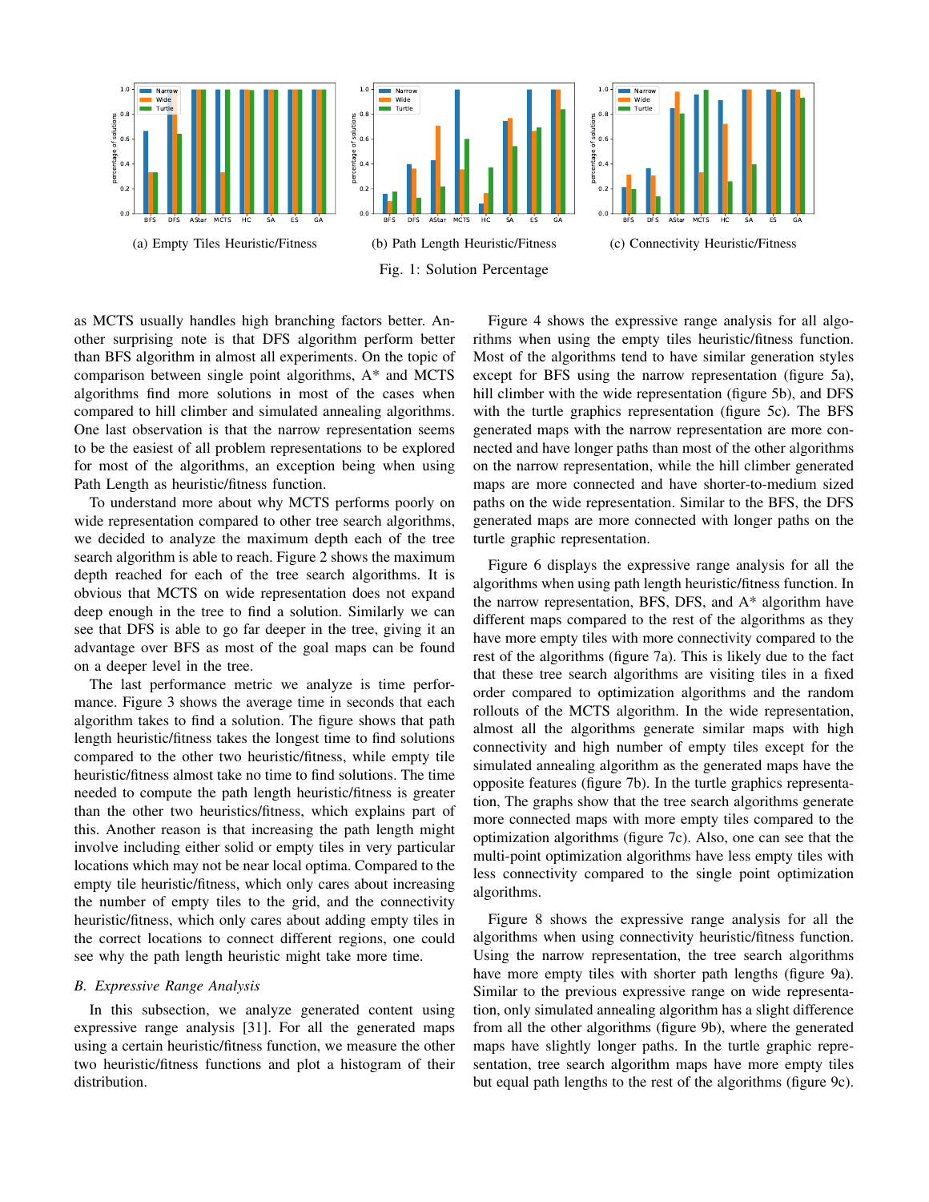(a) Empty Tiles Heuristic/Fitness

(b) Path Length Heuristic/Fitness

(c) Connectivity Heuristic/Fitness

Fig. 1: Solution Percentage

as MCTS usually handles high branching factors better. Another surprising note is that DFS algorithm perform better than BFS algorithm in almost all experiments. On the topic of comparison between single point algorithms, A* and MCTS algorithms find more solutions in most of the cases when compared to hill climber and simulated annealing algorithms. One last observation is that the narrow representation seems to be the easiest of all problem representations to be explored for most of the algorithms, an exception being when using Path Length as heuristic/fitness function.

To understand more about why MCTS performs poorly on wide representation compared to other tree search algorithms, we decided to analyze the maximum depth each of the tree search algorithm is able to reach. Figure 2 shows the maximum depth reached for each of the tree search algorithms. It is obvious that MCTS on wide representation does not expand deep enough in the tree to find a solution. Similarly we can see that DFS is able to go far deeper in the tree, giving it an advantage over BFS as most of the goal maps can be found on a deeper level in the tree.

The last performance metric we analyze is time performance. Figure 3 shows the average time in seconds that each algorithm takes to find a solution. The figure shows that path length heuristic/fitness takes the longest time to find solutions compared to the other two heuristic/fitness, while empty tile heuristic/fitness almost take no time to find solutions. The time needed to compute the path length heuristic/fitness is greater than the other two heuristics/fitness, which explains part of this. Another reason is that increasing the path length might involve including either solid or empty tiles in very particular locations which may not be near local optima. Compared to the empty tile heuristic/fitness, which only cares about increasing the number of empty tiles to the grid, and the connectivity heuristic/fitness, which only cares about adding empty tiles in the correct locations to connect different regions, one could see why the path length heuristic might take more time.

### B. Expressive Range Analysis

In this subsection, we analyze generated content using expressive range analysis [31]. For all the generated maps using a certain heuristic/fitness function, we measure the other two heuristic/fitness functions and plot a histogram of their distribution.

Figure 4 shows the expressive range analysis for all algorithms when using the empty tiles heuristic/fitness function. Most of the algorithms tend to have similar generation styles except for BFS using the narrow representation (figure 5a), hill climber with the wide representation (figure 5b), and DFS with the turtle graphics representation (figure 5c). The BFS generated maps with the narrow representation are more connected and have longer paths than most of the other algorithms on the narrow representation, while the hill climber generated maps are more connected and have shorter-to-medium sized paths on the wide representation. Similar to the BFS, the DFS generated maps are more connected with longer paths on the turtle graphic representation.

Figure 6 displays the expressive range analysis for all the algorithms when using path length heuristic/fitness function. In the narrow representation, BFS, DFS, and A* algorithm have different maps compared to the rest of the algorithms as they have more empty tiles with more connectivity compared to the rest of the algorithms (figure 7a). This is likely due to the fact that these tree search algorithms are visiting tiles in a fixed order compared to optimization algorithms and the random rollouts of the MCTS algorithm. In the wide representation, almost all the algorithms generate similar maps with high connectivity and high number of empty tiles except for the simulated annealing algorithm as the generated maps have the opposite features (figure 7b). In the turtle graphics representation, The graphs show that the tree search algorithms generate more connected maps with more empty tiles compared to the optimization algorithms (figure 7c). Also, one can see that the multi-point optimization algorithms have less empty tiles with less connectivity compared to the single point optimization algorithms.

Figure 8 shows the expressive range analysis for all the algorithms when using connectivity heuristic/fitness function. Using the narrow representation, the tree search algorithms have more empty tiles with shorter path lengths (figure 9a). Similar to the previous expressive range on wide representation, only simulated annealing algorithm has a slight difference from all the other algorithms (figure 9b), where the generated maps have slightly longer paths. In the turtle graphic representation, tree search algorithm maps have more empty tiles but equal path lengths to the rest of the algorithms (figure 9c).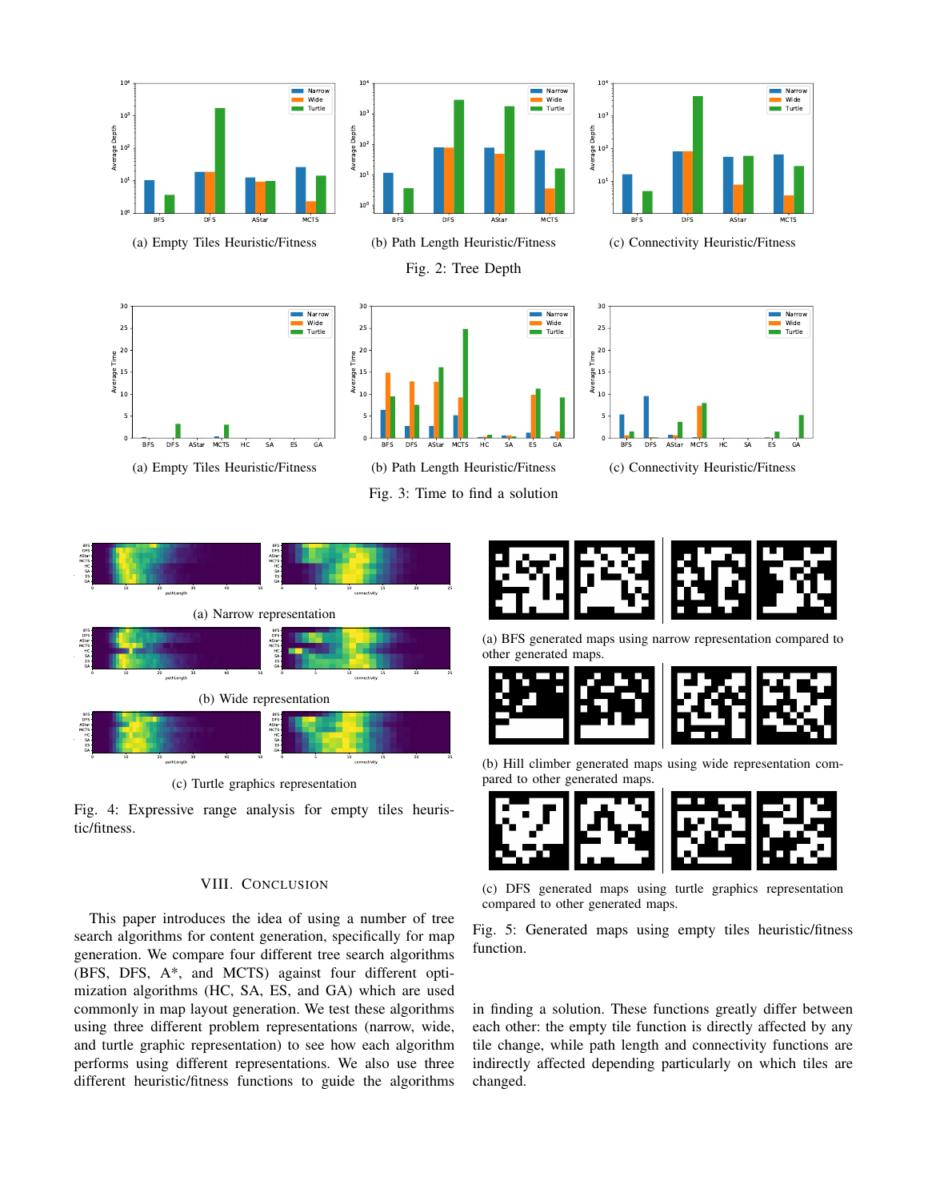(a) Empty Tiles Heuristic/Fitness

(b) Path Length Heuristic/Fitness

(c) Connectivity Heuristic/Fitness

Fig. 2: Tree Depth

(a) Empty Tiles Heuristic/Fitness

(b) Path Length Heuristic/Fitness

(c) Connectivity Heuristic/Fitness

Fig. 3: Time to find a solution

(a) Narrow representation

(b) Wide representation

(c) Turtle graphics representation

Fig. 4: Expressive range analysis for empty tiles heuristic/fitness.

(a) BFS generated maps using narrow representation compared to other generated maps.

(b) Hill climber generated maps using wide representation compared to other generated maps.

(c) DFS generated maps using turtle graphics representation compared to other generated maps.

Fig. 5: Generated maps using empty tiles heuristic/fitness function.

## VIII. Conclusion

This paper introduces the idea of using a number of tree search algorithms for content generation, specifically for map generation. We compare four different tree search algorithms (BFS, DFS, A*, and MCTS) against four different optimization algorithms (HC, SA, ES, and GA) which are used commonly in map layout generation. We test these algorithms using three different problem representations (narrow, wide, and turtle graphic representation) to see how each algorithm performs using different representations. We also use three different heuristic/fitness functions to guide the algorithms in finding a solution. These functions greatly differ between each other: the empty tile function is directly affected by any tile change, while path length and connectivity functions are indirectly affected depending particularly on which tiles are changed.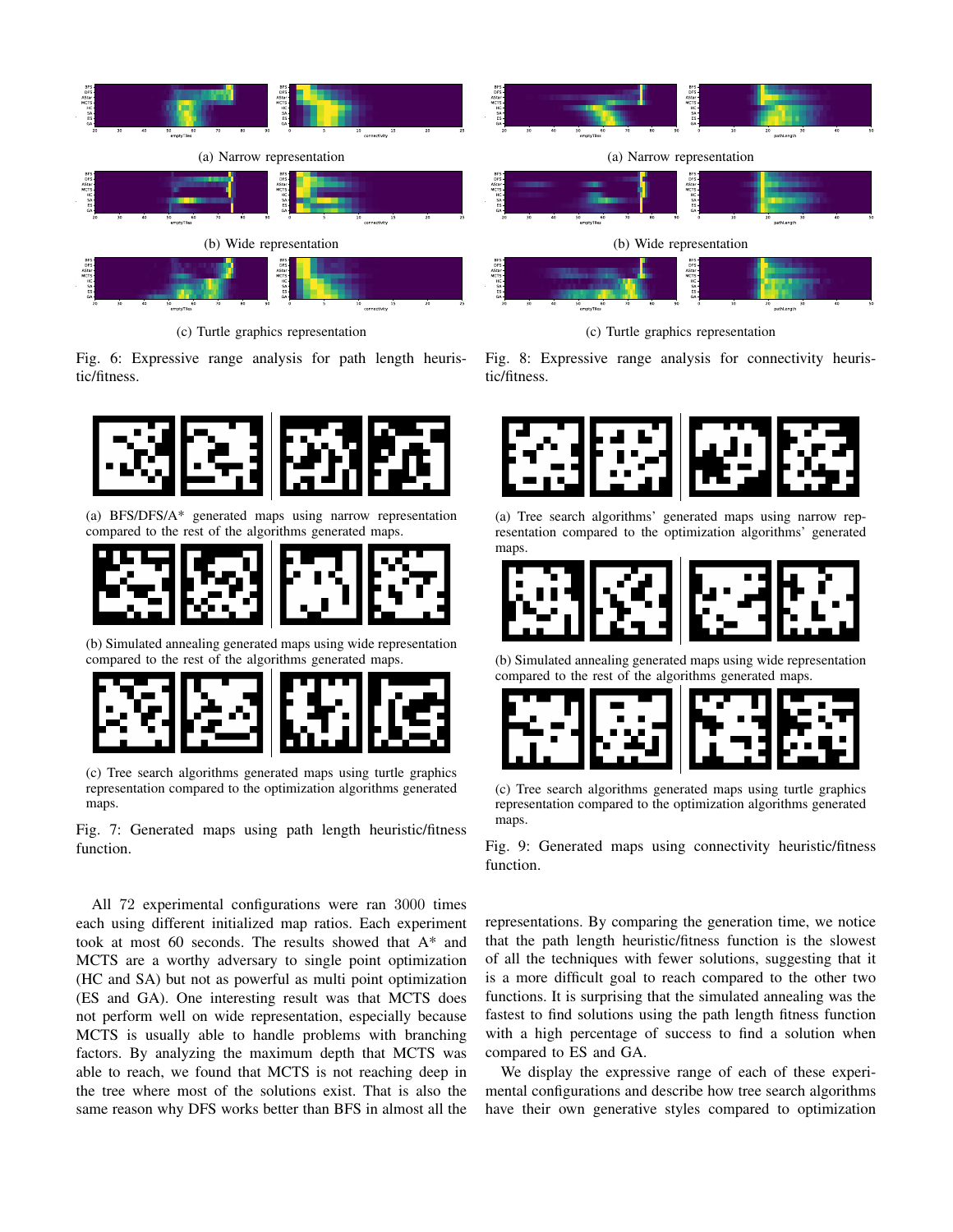(a) Narrow representation

(b) Wide representation

(c) Turtle graphics representation

Fig. 6: Expressive range analysis for path length heuristic/fitness.

(a) Narrow representation

(b) Wide representation

(c) Turtle graphics representation

Fig. 8: Expressive range analysis for connectivity heuristic/fitness.

(a) BFS/DFS/A* generated maps using narrow representation compared to the rest of the algorithms generated maps.

(b) Simulated annealing generated maps using wide representation compared to the rest of the algorithms generated maps.

(c) Tree search algorithms generated maps using turtle graphics representation compared to the optimization algorithms generated maps.

Fig. 7: Generated maps using path length heuristic/fitness function.

(a) Tree search algorithms' generated maps using narrow representation compared to the optimization algorithms' generated maps.

(b) Simulated annealing generated maps using wide representation compared to the rest of the algorithms generated maps.

(c) Tree search algorithms generated maps using turtle graphics representation compared to the optimization algorithms generated maps.

Fig. 9: Generated maps using connectivity heuristic/fitness function.

All 72 experimental configurations were ran 3000 times each using different initialized map ratios. Each experiment took at most 60 seconds. The results showed that A* and MCTS are a worthy adversary to single point optimization (HC and SA) but not as powerful as multi point optimization (ES and GA). One interesting result was that MCTS does not perform well on wide representation, especially because MCTS is usually able to handle problems with branching factors. By analyzing the maximum depth that MCTS was able to reach, we found that MCTS is not reaching deep in the tree where most of the solutions exist. That is also the same reason why DFS works better than BFS in almost all the representations. By comparing the generation time, we notice that the path length heuristic/fitness function is the slowest of all the techniques with fewer solutions, suggesting that it is a more difficult goal to reach compared to the other two functions. It is surprising that the simulated annealing was the fastest to find solutions using the path length fitness function with a high percentage of success to find a solution when compared to ES and GA.

We display the expressive range of each of these experimental configurations and describe how tree search algorithms have their own generative styles compared to optimization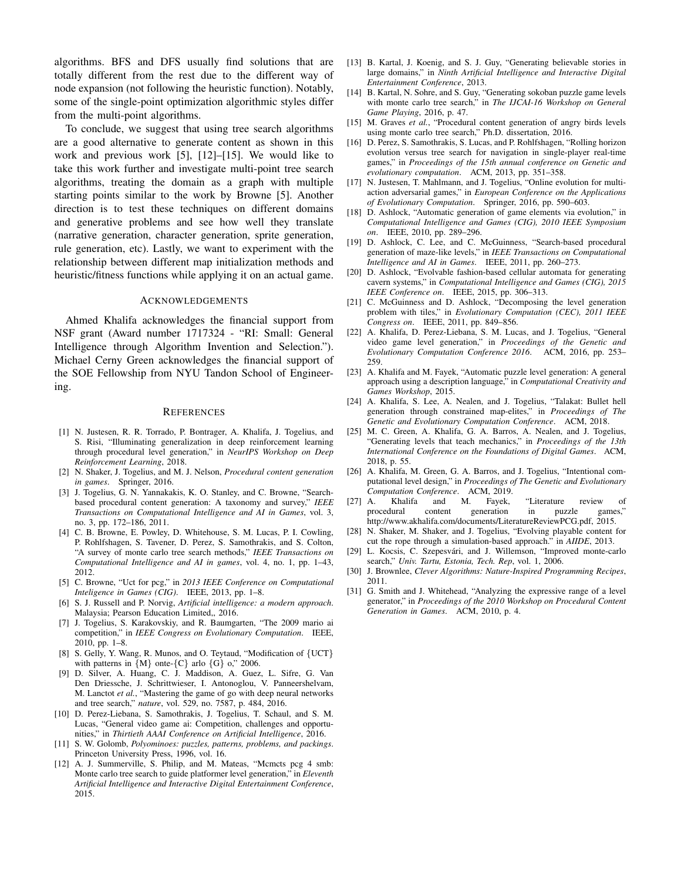algorithms. BFS and DFS usually find solutions that are totally different from the rest due to the different way of node expansion (not following the heuristic function). Notably, some of the single-point optimization algorithmic styles differ from the multi-point algorithms.

To conclude, we suggest that using tree search algorithms are a good alternative to generate content as shown in this work and previous work [5], [12]–[15]. We would like to take this work further and investigate multi-point tree search algorithms, treating the domain as a graph with multiple starting points similar to the work by Browne [5]. Another direction is to test these techniques on different domains and generative problems and see how well they translate (narrative generation, character generation, sprite generation, rule generation, etc). Lastly, we want to experiment with the relationship between different map initialization methods and heuristic/fitness functions while applying it on an actual game.

## Acknowledgements

Ahmed Khalifa acknowledges the financial support from NSF grant (Award number 1717324 - "RI: Small: General Intelligence through Algorithm Invention and Selection."). Michael Cerny Green acknowledges the financial support of the SOE Fellowship from NYU Tandon School of Engineering.

## References

[1] N. Justesen, R. R. Torrado, P. Bontrager, A. Khalifa, J. Togelius, and S. Risi, "Illuminating generalization in deep reinforcement learning through procedural level generation," in *NeurIPS Workshop on Deep Reinforcement Learning*, 2018.

[2] N. Shaker, J. Togelius, and M. J. Nelson, *Procedural content generation in games*. Springer, 2016.

[3] J. Togelius, G. N. Yannakakis, K. O. Stanley, and C. Browne, "Search-based procedural content generation: A taxonomy and survey," *IEEE Transactions on Computational Intelligence and AI in Games*, vol. 3, no. 3, pp. 172–186, 2011.

[4] C. B. Browne, E. Powley, D. Whitehouse, S. M. Lucas, P. I. Cowling, P. Rohlfshagen, S. Tavener, D. Perez, S. Samothrakis, and S. Colton, "A survey of monte carlo tree search methods," *IEEE Transactions on Computational Intelligence and AI in games*, vol. 4, no. 1, pp. 1–43, 2012.

[5] C. Browne, "Uct for pcg," in *2013 IEEE Conference on Computational Inteligence in Games (CIG)*. IEEE, 2013, pp. 1–8.

[6] S. J. Russell and P. Norvig, *Artificial intelligence: a modern approach*. Malaysia; Pearson Education Limited,, 2016.

[7] J. Togelius, S. Karakovskiy, and R. Baumgarten, "The 2009 mario ai competition," in *IEEE Congress on Evolutionary Computation*. IEEE, 2010, pp. 1–8.

[8] S. Gelly, Y. Wang, R. Munos, and O. Teytaud, "Modification of {UCT} with patterns in {M} onte-{C} arlo {G} o," 2006.

[9] D. Silver, A. Huang, C. J. Maddison, A. Guez, L. Sifre, G. Van Den Driessche, J. Schrittwieser, I. Antonoglou, V. Panneershelvam, M. Lanctot *et al.*, "Mastering the game of go with deep neural networks and tree search," *nature*, vol. 529, no. 7587, p. 484, 2016.

[10] D. Perez-Liebana, S. Samothrakis, J. Togelius, T. Schaul, and S. M. Lucas, "General video game ai: Competition, challenges and opportunities," in *Thirtieth AAAI Conference on Artificial Intelligence*, 2016.

[11] S. W. Golomb, *Polyominoes: puzzles, patterns, problems, and packings*. Princeton University Press, 1996, vol. 16.

[12] A. J. Summerville, S. Philip, and M. Mateas, "Mcmcts pcg 4 smb: Monte carlo tree search to guide platformer level generation," in *Eleventh Artificial Intelligence and Interactive Digital Entertainment Conference*, 2015.

[13] B. Kartal, J. Koenig, and S. J. Guy, "Generating believable stories in large domains," in *Ninth Artificial Intelligence and Interactive Digital Entertainment Conference*, 2013.

[14] B. Kartal, N. Sohre, and S. Guy, "Generating sokoban puzzle game levels with monte carlo tree search," in *The IJCAI-16 Workshop on General Game Playing*, 2016, p. 47.

[15] M. Graves *et al.*, "Procedural content generation of angry birds levels using monte carlo tree search," Ph.D. dissertation, 2016.

[16] D. Perez, S. Samothrakis, S. Lucas, and P. Rohlfshagen, "Rolling horizon evolution versus tree search for navigation in single-player real-time games," in *Proceedings of the 15th annual conference on Genetic and evolutionary computation*. ACM, 2013, pp. 351–358.

[17] N. Justesen, T. Mahlmann, and J. Togelius, "Online evolution for multi-action adversarial games," in *European Conference on the Applications of Evolutionary Computation*. Springer, 2016, pp. 590–603.

[18] D. Ashlock, "Automatic generation of game elements via evolution," in *Computational Intelligence and Games (CIG), 2010 IEEE Symposium on*. IEEE, 2010, pp. 289–296.

[19] D. Ashlock, C. Lee, and C. McGuinness, "Search-based procedural generation of maze-like levels," in *IEEE Transactions on Computational Intelligence and AI in Games*. IEEE, 2011, pp. 260–273.

[20] D. Ashlock, "Evolvable fashion-based cellular automata for generating cavern systems," in *Computational Intelligence and Games (CIG), 2015 IEEE Conference on*. IEEE, 2015, pp. 306–313.

[21] C. McGuinness and D. Ashlock, "Decomposing the level generation problem with tiles," in *Evolutionary Computation (CEC), 2011 IEEE Congress on*. IEEE, 2011, pp. 849–856.

[22] A. Khalifa, D. Perez-Liebana, S. M. Lucas, and J. Togelius, "General video game level generation," in *Proceedings of the Genetic and Evolutionary Computation Conference 2016*. ACM, 2016, pp. 253–259.

[23] A. Khalifa and M. Fayek, "Automatic puzzle level generation: A general approach using a description language," in *Computational Creativity and Games Workshop*, 2015.

[24] A. Khalifa, S. Lee, A. Nealen, and J. Togelius, "Talakat: Bullet hell generation through constrained map-elites," in *Proceedings of The Genetic and Evolutionary Computation Conference*. ACM, 2018.

[25] M. C. Green, A. Khalifa, G. A. Barros, A. Nealen, and J. Togelius, "Generating levels that teach mechanics," in *Proceedings of the 13th International Conference on the Foundations of Digital Games*. ACM, 2018, p. 55.

[26] A. Khalifa, M. Green, G. A. Barros, and J. Togelius, "Intentional computational level design," in *Proceedings of The Genetic and Evolutionary Computation Conference*. ACM, 2019.

[27] A. Khalifa and M. Fayek, "Literature review of procedural content generation in puzzle games," http://www.akhalifa.com/documents/LiteratureReviewPCG.pdf, 2015.

[28] N. Shaker, M. Shaker, and J. Togelius, "Evolving playable content for cut the rope through a simulation-based approach." in *AIIDE*, 2013.

[29] L. Kocsis, C. Szepesvári, and J. Willemson, "Improved monte-carlo search," *Univ. Tartu, Estonia, Tech. Rep*, vol. 1, 2006.

[30] J. Brownlee, *Clever Algorithms: Nature-Inspired Programming Recipes*, 2011.

[31] G. Smith and J. Whitehead, "Analyzing the expressive range of a level generator," in *Proceedings of the 2010 Workshop on Procedural Content Generation in Games*. ACM, 2010, p. 4.